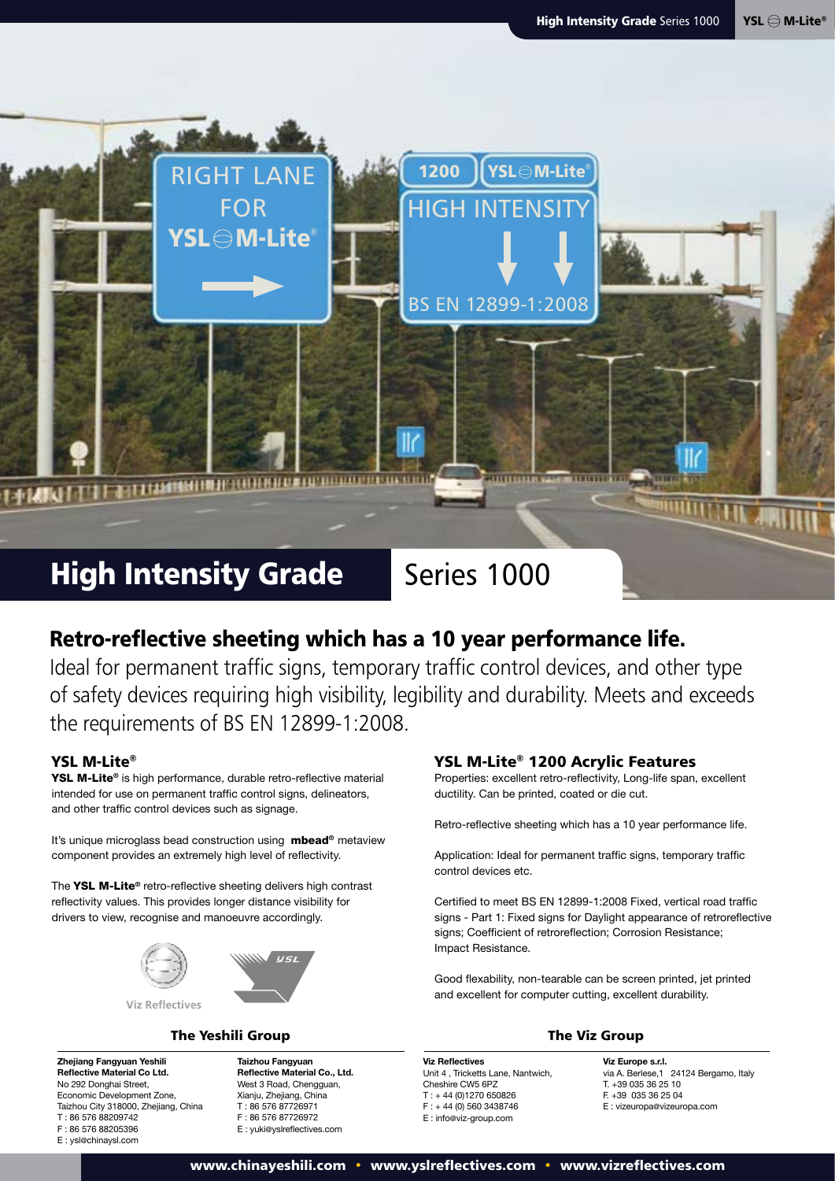# High Intensity Grade Series 1000

## Retro-reflective sheeting which has a 10 year performance life.

Ideal for permanent traffic signs, temporary traffic control devices, and other type of safety devices requiring high visibility, legibility and durability. Meets and exceeds the requirements of BS EN 12899-1:2008.

### YSL M-Lite®

**YSL M-Lite®** is high performance, durable retro-reflective material intended for use on permanent traffic control signs, delineators, and other traffic control devices such as signage.

It's unique microglass bead construction using **mbead®** metaview component provides an extremely high level of reflectivity.

The **YSL M-Lite®** retro-reflective sheeting delivers high contrast reflectivity values. This provides longer distance visibility for drivers to view, recognise and manoeuvre accordingly.

Viz Reflectives

### YSL M-Lite® 1200 Acrylic Features

Properties: excellent retro-reflectivity, Long-life span, excellent ductility. Can be printed, coated or die cut.

Retro-reflective sheeting which has a 10 year performance life.

Application: Ideal for permanent traffic signs, temporary traffic control devices etc.

Certified to meet BS EN 12899-1:2008 Fixed, vertical road traffic signs - Part 1: Fixed signs for Daylight appearance of retroreflective signs; Coefficient of retroreflection; Corrosion Resistance; Impact Resistance.

Good flexability, non-tearable can be screen printed, jet printed and excellent for computer cutting, excellent durability.

### The Yeshili Group

**Zhejiang Fangyuan Yeshili Reflective Material Co Ltd.**
No 292 Donghai Street,
Economic Development Zone,
Taizhou City 318000, Zhejiang, China
T : 86 576 88209742
F : 86 576 88205396
E : ysl@chinaysl.com

**Taizhou Fangyuan Reflective Material Co., Ltd.**
West 3 Road, Chengguan,
Xianju, Zhejiang, China
T : 86 576 87726971
F : 86 576 87726972
E : yuki@yslreflectives.com

### The Viz Group

**Viz Reflectives**
Unit 4 , Tricketts Lane, Nantwich,
Cheshire CW5 6PZ
T : + 44 (0)1270 650826
F : + 44 (0) 560 3438746
E : info@viz-group.com

**Viz Europe s.r.l.**
via A. Berlese,1 24124 Bergamo, Italy
T. +39 035 36 25 10
F. +39 035 36 25 04
E : vizeuropa@vizeuropa.com

www.chinayeshili.com • www.yslreflectives.com • www.vizreflectives.com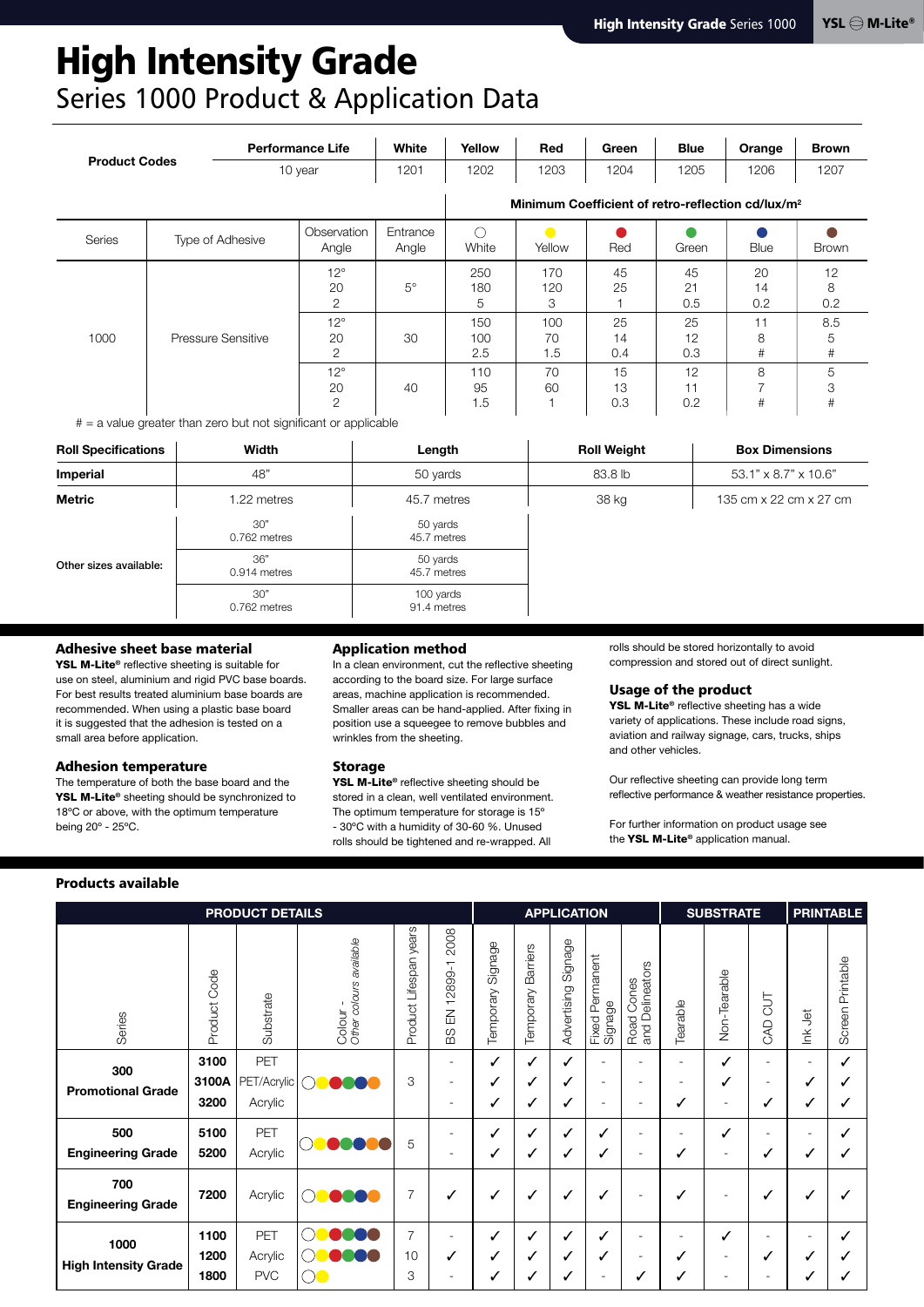# High Intensity Grade

## Series 1000 Product & Application Data

| Product Codes | Performance Life | White | Yellow | Red | Green | Blue | Orange | Brown |
|---|---|---|---|---|---|---|---|---|
| | 10 year | 1201 | 1202 | 1203 | 1204 | 1205 | 1206 | 1207 |

| Series | Type of Adhesive | Observation Angle | Entrance Angle | Minimum Coefficient of retro-reflection cd/lux/m² | | | | | |
|---|---|---|---|---|---|---|---|---|---|
| | | | | White | Yellow | Red | Green | Blue | Brown |
| 1000 | Pressure Sensitive | 12°<br>20<br>2 | 5° | 250<br>180<br>5 | 170<br>120<br>3 | 45<br>25<br>1 | 45<br>21<br>0.5 | 20<br>14<br>0.2 | 12<br>8<br>0.2 |
| | | 12°<br>20<br>2 | 30 | 150<br>100<br>2.5 | 100<br>70<br>1.5 | 25<br>14<br>0.4 | 25<br>12<br>0.3 | 11<br>8<br># | 8.5<br>5<br># |
| | | 12°<br>20<br>2 | 40 | 110<br>95<br>1.5 | 70<br>60<br>1 | 15<br>13<br>0.3 | 12<br>11<br>0.2 | 8<br>7<br># | 5<br>3<br># |

# = a value greater than zero but not significant or applicable

| Roll Specifications | Width | Length | Roll Weight | Box Dimensions |
|---|---|---|---|---|
| Imperial | 48" | 50 yards | 83.8 lb | 53.1" x 8.7" x 10.6" |
| Metric | 1.22 metres | 45.7 metres | 38 kg | 135 cm x 22 cm x 27 cm |
| Other sizes available: | 30"<br>0.762 metres | 50 yards<br>45.7 metres | | |
| | 36"<br>0.914 metres | 50 yards<br>45.7 metres | | |
| | 30"<br>0.762 metres | 100 yards<br>91.4 metres | | |

### Adhesive sheet base material

**YSL M-Lite®** reflective sheeting is suitable for use on steel, aluminium and rigid PVC base boards. For best results treated aluminium base boards are recommended. When using a plastic base board it is suggested that the adhesion is tested on a small area before application.

### Adhesion temperature

The temperature of both the base board and the **YSL M-Lite®** sheeting should be synchronized to 18°C or above, with the optimum temperature being 20° - 25°C.

### Application method

In a clean environment, cut the reflective sheeting according to the board size. For large surface areas, machine application is recommended. Smaller areas can be hand-applied. After fixing in position use a squeegee to remove bubbles and wrinkles from the sheeting.

### Storage

**YSL M-Lite®** reflective sheeting should be stored in a clean, well ventilated environment. The optimum temperature for storage is 15° - 30°C with a humidity of 30-60 %. Unused rolls should be tightened and re-wrapped. All rolls should be stored horizontally to avoid compression and stored out of direct sunlight.

### Usage of the product

**YSL M-Lite®** reflective sheeting has a wide variety of applications. These include road signs, aviation and railway signage, cars, trucks, ships and other vehicles.

Our reflective sheeting can provide long term reflective performance & weather resistance properties.

For further information on product usage see the **YSL M-Lite®** application manual.

### Products available

| PRODUCT DETAILS | | | | | | APPLICATION | | | | | SUBSTRATE | | | PRINTABLE | |
|---|---|---|---|---|---|---|---|---|---|---|---|---|---|---|---|
| Series | Product Code | Substrate | Colour - *Other colours available* | Product Lifespan years | BS EN 12899-1 2008 | Temporary Signage | Temporary Barriers | Advertising Signage | Fixed Permanent Signage | Road Cones and Delineators | Tearable | Non-Tearable | CAD CUT | Ink Jet | Screen Printable |
| **300 Promotional Grade** | 3100 | PET | | 3 | - | ✓ | ✓ | ✓ | - | - | - | ✓ | - | - | ✓ |
| | 3100A | PET/Acrylic | | | - | ✓ | ✓ | ✓ | - | - | - | ✓ | - | ✓ | ✓ |
| | 3200 | Acrylic | | | - | ✓ | ✓ | ✓ | - | - | ✓ | - | ✓ | ✓ | ✓ |
| **500 Engineering Grade** | 5100 | PET | | 5 | - | ✓ | ✓ | ✓ | ✓ | - | - | ✓ | - | - | ✓ |
| | 5200 | Acrylic | | | - | ✓ | ✓ | ✓ | ✓ | - | ✓ | - | ✓ | ✓ | ✓ |
| **700 Engineering Grade** | 7200 | Acrylic | | 7 | ✓ | ✓ | ✓ | ✓ | ✓ | - | ✓ | - | ✓ | ✓ | ✓ |
| **1000 High Intensity Grade** | 1100 | PET | | 7 | - | ✓ | ✓ | ✓ | ✓ | - | - | ✓ | - | - | ✓ |
| | 1200 | Acrylic | | 10 | ✓ | ✓ | ✓ | ✓ | ✓ | - | ✓ | - | ✓ | ✓ | ✓ |
| | 1800 | PVC | | 3 | - | ✓ | ✓ | ✓ | - | ✓ | ✓ | - | - | ✓ | ✓ |